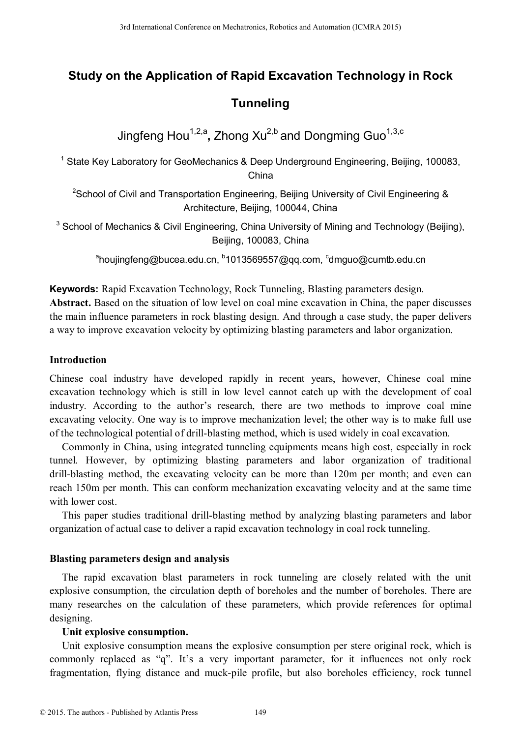# Study on the Application of Rapid Excavation Technology in Rock Tunneling

Jingfeng Hou[1,2,a], Zhong Xu[2,b] and Dongming Guo[1,3,c]

[1] State Key Laboratory for GeoMechanics & Deep Underground Engineering, Beijing, 100083, China

[2] School of Civil and Transportation Engineering, Beijing University of Civil Engineering & Architecture, Beijing, 100044, China

[3] School of Mechanics & Civil Engineering, China University of Mining and Technology (Beijing), Beijing, 100083, China

[a]houjingfeng@bucea.edu.cn, [b]1013569557@qq.com, [c]dmguo@cumtb.edu.cn

**Keywords:** Rapid Excavation Technology, Rock Tunneling, Blasting parameters design.

**Abstract.** Based on the situation of low level on coal mine excavation in China, the paper discusses the main influence parameters in rock blasting design. And through a case study, the paper delivers a way to improve excavation velocity by optimizing blasting parameters and labor organization.

## Introduction

Chinese coal industry have developed rapidly in recent years, however, Chinese coal mine excavation technology which is still in low level cannot catch up with the development of coal industry. According to the author's research, there are two methods to improve coal mine excavating velocity. One way is to improve mechanization level; the other way is to make full use of the technological potential of drill-blasting method, which is used widely in coal excavation.

Commonly in China, using integrated tunneling equipments means high cost, especially in rock tunnel. However, by optimizing blasting parameters and labor organization of traditional drill-blasting method, the excavating velocity can be more than 120m per month; and even can reach 150m per month. This can conform mechanization excavating velocity and at the same time with lower cost.

This paper studies traditional drill-blasting method by analyzing blasting parameters and labor organization of actual case to deliver a rapid excavation technology in coal rock tunneling.

## Blasting parameters design and analysis

The rapid excavation blast parameters in rock tunneling are closely related with the unit explosive consumption, the circulation depth of boreholes and the number of boreholes. There are many researches on the calculation of these parameters, which provide references for optimal designing.

### Unit explosive consumption.

Unit explosive consumption means the explosive consumption per stere original rock, which is commonly replaced as "q". It's a very important parameter, for it influences not only rock fragmentation, flying distance and muck-pile profile, but also boreholes efficiency, rock tunnel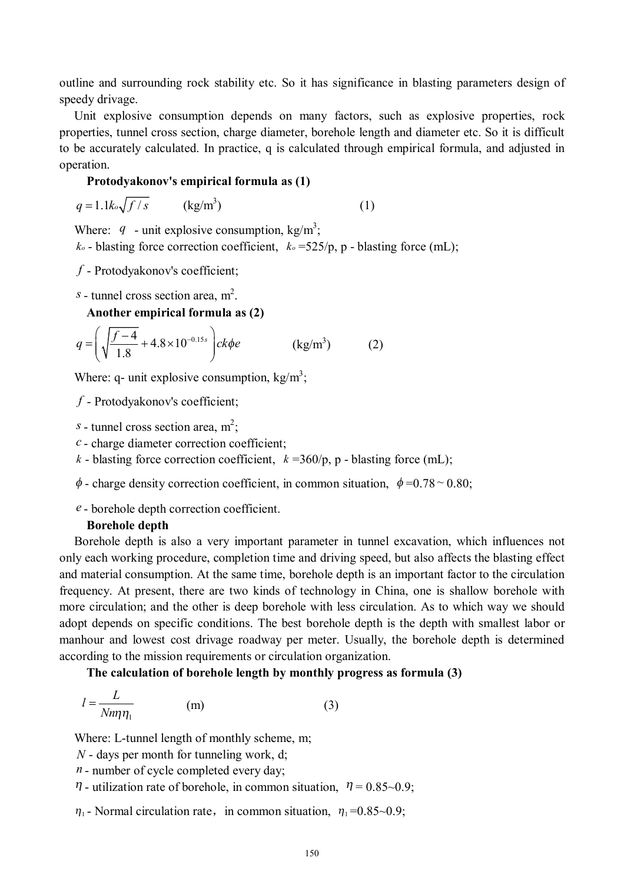outline and surrounding rock stability etc. So it has significance in blasting parameters design of speedy drivage.

Unit explosive consumption depends on many factors, such as explosive properties, rock properties, tunnel cross section, charge diameter, borehole length and diameter etc. So it is difficult to be accurately calculated. In practice, q is calculated through empirical formula, and adjusted in operation.

**Protodyakonov's empirical formula as (1)**

$$q = 1.1 k_o \sqrt{f / s} \qquad (\text{kg/m}^3) \qquad (1)$$

Where: $q$ - unit explosive consumption, kg/m$^3$;

$k_o$ - blasting force correction coefficient, $k_o$ =525/p, p - blasting force (mL);

$f$ - Protodyakonov's coefficient;

$s$ - tunnel cross section area, m$^2$.

**Another empirical formula as (2)**

$$q = \left( \sqrt{\frac{f-4}{1.8}} + 4.8 \times 10^{-0.15s} \right) ck\phi e \qquad (\text{kg/m}^3) \qquad (2)$$

Where: q- unit explosive consumption, kg/m$^3$;

$f$ - Protodyakonov's coefficient;

$s$ - tunnel cross section area, m$^2$;

$c$ - charge diameter correction coefficient;

$k$ - blasting force correction coefficient, $k$ =360/p, p - blasting force (mL);

$\phi$ - charge density correction coefficient, in common situation, $\phi$=0.78 ~ 0.80;

$e$ - borehole depth correction coefficient.

**Borehole depth**

Borehole depth is also a very important parameter in tunnel excavation, which influences not only each working procedure, completion time and driving speed, but also affects the blasting effect and material consumption. At the same time, borehole depth is an important factor to the circulation frequency. At present, there are two kinds of technology in China, one is shallow borehole with more circulation; and the other is deep borehole with less circulation. As to which way we should adopt depends on specific conditions. The best borehole depth is the depth with smallest labor or manhour and lowest cost drivage roadway per meter. Usually, the borehole depth is determined according to the mission requirements or circulation organization.

**The calculation of borehole length by monthly progress as formula (3)**

$$l = \frac{L}{Nn\eta\eta_1} \qquad (\text{m}) \qquad (3)$$

Where: L-tunnel length of monthly scheme, m;

$N$ - days per month for tunneling work, d;

$n$ - number of cycle completed every day;

$\eta$ - utilization rate of borehole, in common situation, $\eta$ = 0.85~0.9;

$\eta_1$ - Normal circulation rate，in common situation, $\eta_1$ =0.85~0.9;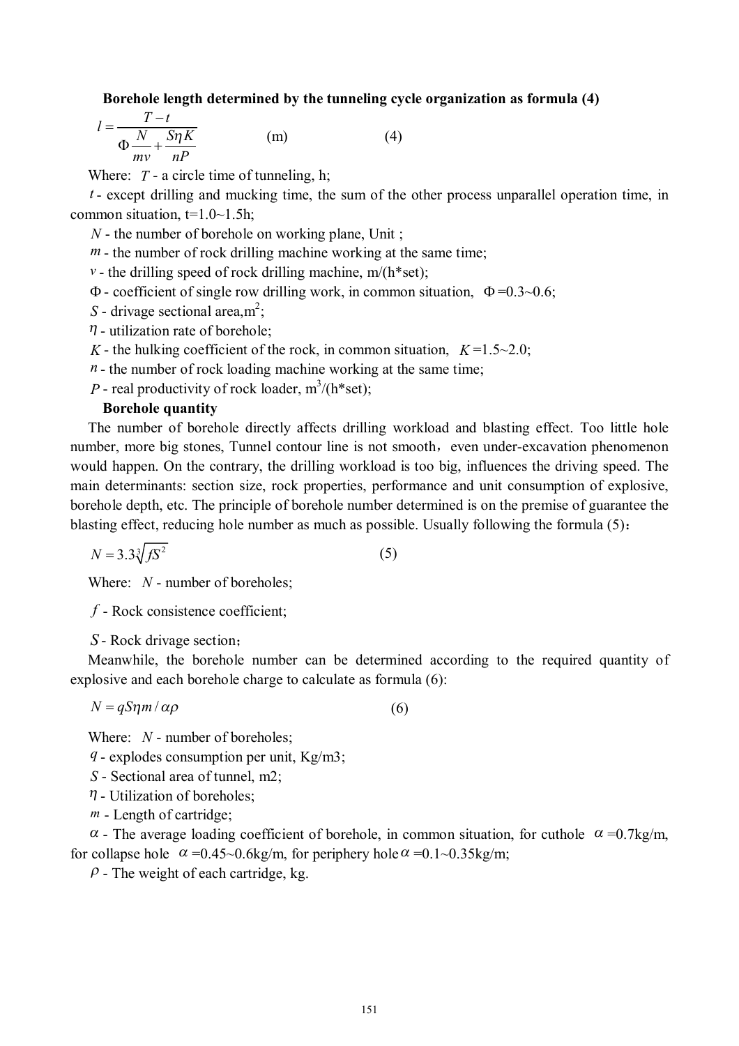**Borehole length determined by the tunneling cycle organization as formula (4)**

$$l = \frac{T - t}{\Phi \dfrac{N}{mv} + \dfrac{S\eta K}{nP}} \quad \text{(m)} \qquad (4)$$

Where: $T$ - a circle time of tunneling, h;

$t$ - except drilling and mucking time, the sum of the other process unparallel operation time, in common situation, t=1.0~1.5h;

$N$ - the number of borehole on working plane, Unit ;

$m$ - the number of rock drilling machine working at the same time;

$v$ - the drilling speed of rock drilling machine, m/(h*set);

$\Phi$ - coefficient of single row drilling work, in common situation, $\Phi$=0.3~0.6;

$S$ - drivage sectional area,$m^2$;

$\eta$ - utilization rate of borehole;

$K$ - the hulking coefficient of the rock, in common situation, $K$=1.5~2.0;

$n$ - the number of rock loading machine working at the same time;

$P$ - real productivity of rock loader, $m^3$/(h*set);

**Borehole quantity**

The number of borehole directly affects drilling workload and blasting effect. Too little hole number, more big stones, Tunnel contour line is not smooth，even under-excavation phenomenon would happen. On the contrary, the drilling workload is too big, influences the driving speed. The main determinants: section size, rock properties, performance and unit consumption of explosive, borehole depth, etc. The principle of borehole number determined is on the premise of guarantee the blasting effect, reducing hole number as much as possible. Usually following the formula (5)：

$$N = 3.3\sqrt[3]{fS^2} \qquad (5)$$

Where: $N$ - number of boreholes;

$f$ - Rock consistence coefficient;

$S$ - Rock drivage section；

Meanwhile, the borehole number can be determined according to the required quantity of explosive and each borehole charge to calculate as formula (6):

$$N = qS\eta m / \alpha\rho \qquad (6)$$

Where: $N$ - number of boreholes;

$q$ - explodes consumption per unit, Kg/m3;

$S$ - Sectional area of tunnel, m2;

$\eta$ - Utilization of boreholes;

$m$ - Length of cartridge;

$\alpha$ - The average loading coefficient of borehole, in common situation, for cuthole $\alpha$=0.7kg/m, for collapse hole $\alpha$=0.45~0.6kg/m, for periphery hole $\alpha$=0.1~0.35kg/m;

$\rho$ - The weight of each cartridge, kg.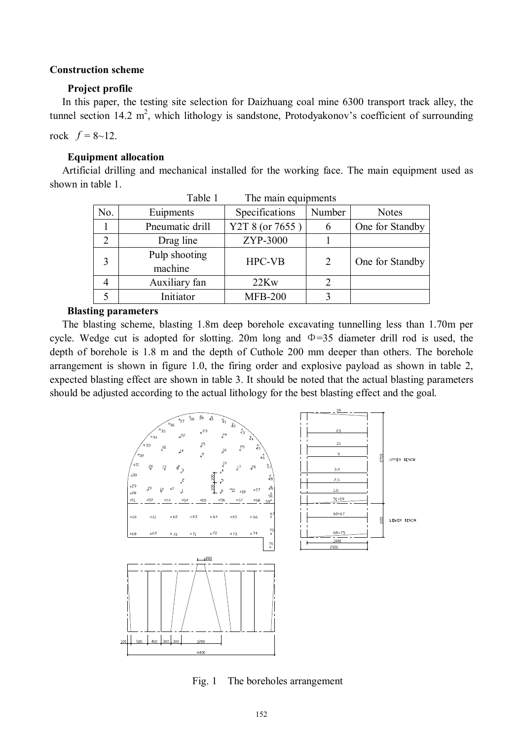**Construction scheme**

**Project profile**

In this paper, the testing site selection for Daizhuang coal mine 6300 transport track alley, the tunnel section 14.2 m$^2$, which lithology is sandstone, Protodyakonov's coefficient of surrounding rock $f$ = 8~12.

**Equipment allocation**

Artificial drilling and mechanical installed for the working face. The main equipment used as shown in table 1.

Table 1 The main equipments

| No. | Euipments | Specifications | Number | Notes |
|---|---|---|---|---|
| 1 | Pneumatic drill | Y2T 8 (or 7655 ) | 6 | One for Standby |
| 2 | Drag line | ZYP-3000 | 1 | |
| 3 | Pulp shooting machine | HPC-VB | 2 | One for Standby |
| 4 | Auxiliary fan | 22Kw | 2 | |
| 5 | Initiator | MFB-200 | 3 | |

**Blasting parameters**

The blasting scheme, blasting 1.8m deep borehole excavating tunnelling less than 1.70m per cycle. Wedge cut is adopted for slotting. 20m long and Φ=35 diameter drill rod is used, the depth of borehole is 1.8 m and the depth of Cuthole 200 mm deeper than others. The borehole arrangement is shown in figure 1.0, the firing order and explosive payload as shown in table 2, expected blasting effect are shown in table 3. It should be noted that the actual blasting parameters should be adjusted according to the actual lithology for the best blasting effect and the goal.

Fig. 1 The boreholes arrangement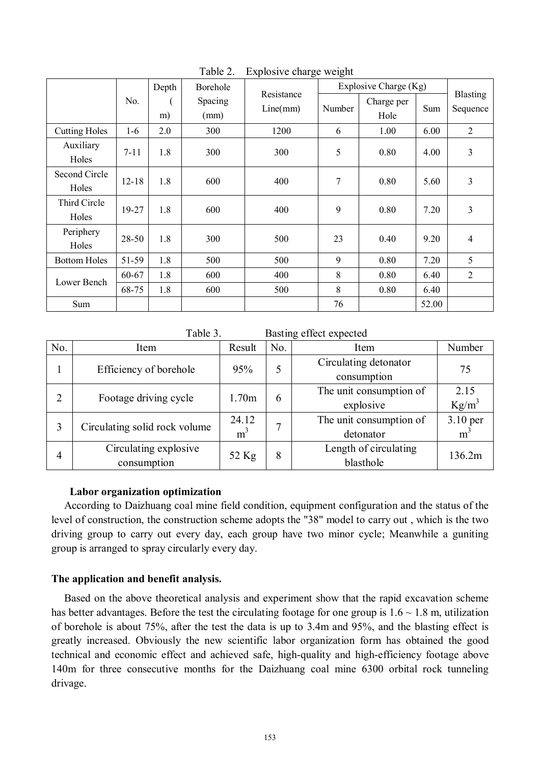Table 2. Explosive charge weight

| | No. | Depth (m) | Borehole Spacing (mm) | Resistance Line(mm) | Explosive Charge (Kg) | | | Blasting Sequence |
|---|---|---|---|---|---|---|---|---|
| | | | | | Number | Charge per Hole | Sum | |
| Cutting Holes | 1-6 | 2.0 | 300 | 1200 | 6 | 1.00 | 6.00 | 2 |
| Auxiliary Holes | 7-11 | 1.8 | 300 | 300 | 5 | 0.80 | 4.00 | 3 |
| Second Circle Holes | 12-18 | 1.8 | 600 | 400 | 7 | 0.80 | 5.60 | 3 |
| Third Circle Holes | 19-27 | 1.8 | 600 | 400 | 9 | 0.80 | 7.20 | 3 |
| Periphery Holes | 28-50 | 1.8 | 300 | 500 | 23 | 0.40 | 9.20 | 4 |
| Bottom Holes | 51-59 | 1.8 | 500 | 500 | 9 | 0.80 | 7.20 | 5 |
| Lower Bench | 60-67 | 1.8 | 600 | 400 | 8 | 0.80 | 6.40 | 2 |
| | 68-75 | 1.8 | 600 | 500 | 8 | 0.80 | 6.40 | |
| Sum | | | | | 76 | | 52.00 | |

Table 3. Basting effect expected

| No. | Item | Result | No. | Item | Number |
|---|---|---|---|---|---|
| 1 | Efficiency of borehole | 95% | 5 | Circulating detonator consumption | 75 |
| 2 | Footage driving cycle | 1.70m | 6 | The unit consumption of explosive | 2.15 $Kg/m^3$ |
| 3 | Circulating solid rock volume | 24.12 $m^3$ | 7 | The unit consumption of detonator | 3.10 per $m^3$ |
| 4 | Circulating explosive consumption | 52 Kg | 8 | Length of circulating blasthole | 136.2m |

**Labor organization optimization**

According to Daizhuang coal mine field condition, equipment configuration and the status of the level of construction, the construction scheme adopts the "38" model to carry out , which is the two driving group to carry out every day, each group have two minor cycle; Meanwhile a guniting group is arranged to spray circularly every day.

## The application and benefit analysis.

Based on the above theoretical analysis and experiment show that the rapid excavation scheme has better advantages. Before the test the circulating footage for one group is 1.6 ~ 1.8 m, utilization of borehole is about 75%, after the test the data is up to 3.4m and 95%, and the blasting effect is greatly increased. Obviously the new scientific labor organization form has obtained the good technical and economic effect and achieved safe, high-quality and high-efficiency footage above 140m for three consecutive months for the Daizhuang coal mine 6300 orbital rock tunneling drivage.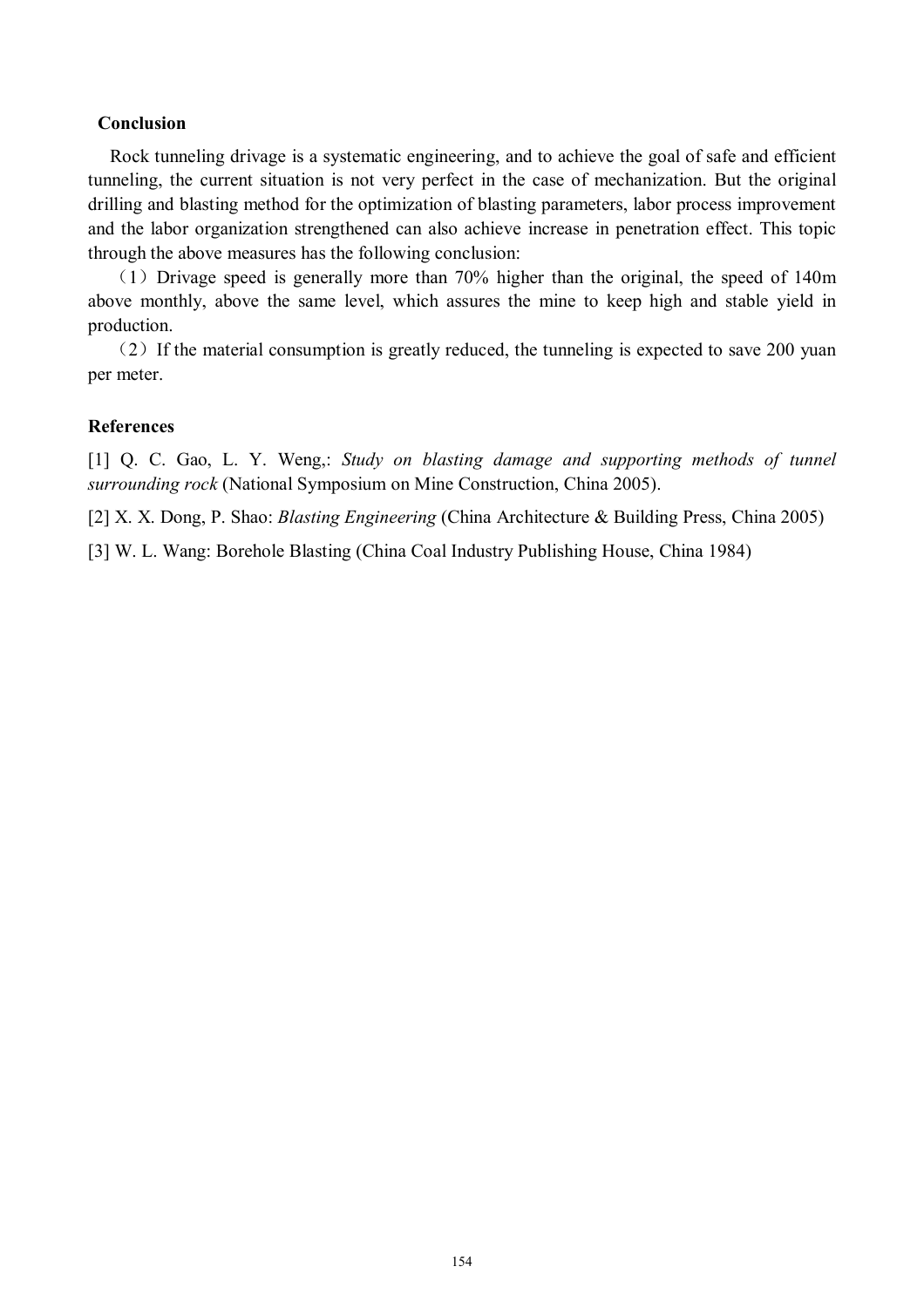## Conclusion

Rock tunneling drivage is a systematic engineering, and to achieve the goal of safe and efficient tunneling, the current situation is not very perfect in the case of mechanization. But the original drilling and blasting method for the optimization of blasting parameters, labor process improvement and the labor organization strengthened can also achieve increase in penetration effect. This topic through the above measures has the following conclusion:

（1）Drivage speed is generally more than 70% higher than the original, the speed of 140m above monthly, above the same level, which assures the mine to keep high and stable yield in production.

（2）If the material consumption is greatly reduced, the tunneling is expected to save 200 yuan per meter.

## References

[1] Q. C. Gao, L. Y. Weng,: *Study on blasting damage and supporting methods of tunnel surrounding rock* (National Symposium on Mine Construction, China 2005).

[2] X. X. Dong, P. Shao: *Blasting Engineering* (China Architecture & Building Press, China 2005)

[3] W. L. Wang: Borehole Blasting (China Coal Industry Publishing House, China 1984)